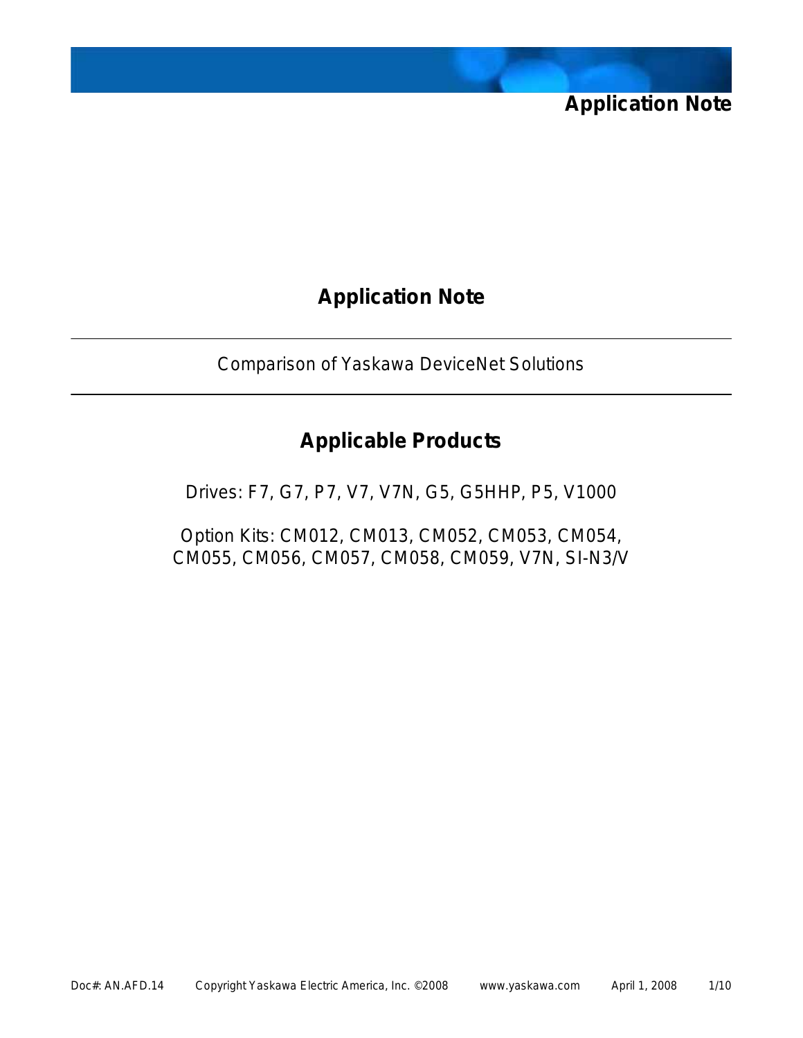# Application Note

---

Comparison of Yaskawa DeviceNet Solutions

---

## Applicable Products

Drives: F7, G7, P7, V7, V7N, G5, G5HHP, P5, V1000

Option Kits: CM012, CM013, CM052, CM053, CM054, CM055, CM056, CM057, CM058, CM059, V7N, SI-N3/V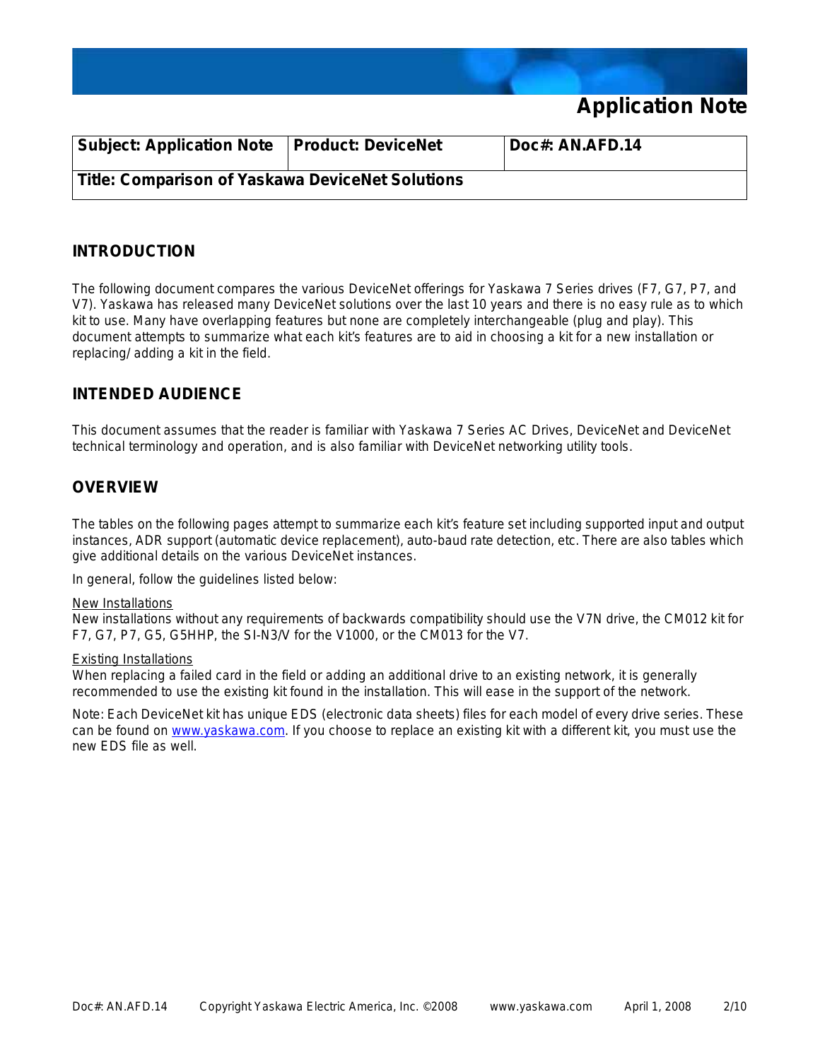# Application Note

| Subject: Application Note | Product: DeviceNet | Doc#: AN.AFD.14 |
|---|---|---|
| **Title: Comparison of Yaskawa DeviceNet Solutions** | | |

## INTRODUCTION

The following document compares the various DeviceNet offerings for Yaskawa 7 Series drives (F7, G7, P7, and V7). Yaskawa has released many DeviceNet solutions over the last 10 years and there is no easy rule as to which kit to use. Many have overlapping features but none are completely interchangeable (plug and play). This document attempts to summarize what each kit's features are to aid in choosing a kit for a new installation or replacing/ adding a kit in the field.

## INTENDED AUDIENCE

This document assumes that the reader is familiar with Yaskawa 7 Series AC Drives, DeviceNet and DeviceNet technical terminology and operation, and is also familiar with DeviceNet networking utility tools.

## OVERVIEW

The tables on the following pages attempt to summarize each kit's feature set including supported input and output instances, ADR support (automatic device replacement), auto-baud rate detection, etc. There are also tables which give additional details on the various DeviceNet instances.

In general, follow the guidelines listed below:

<u>New Installations</u>
New installations without any requirements of backwards compatibility should use the V7N drive, the CM012 kit for F7, G7, P7, G5, G5HHP, the SI-N3/V for the V1000, or the CM013 for the V7.

<u>Existing Installations</u>
When replacing a failed card in the field or adding an additional drive to an existing network, it is generally recommended to use the existing kit found in the installation. This will ease in the support of the network.

Note: Each DeviceNet kit has unique EDS (electronic data sheets) files for each model of every drive series. These can be found on www.yaskawa.com. If you choose to replace an existing kit with a different kit, you must use the new EDS file as well.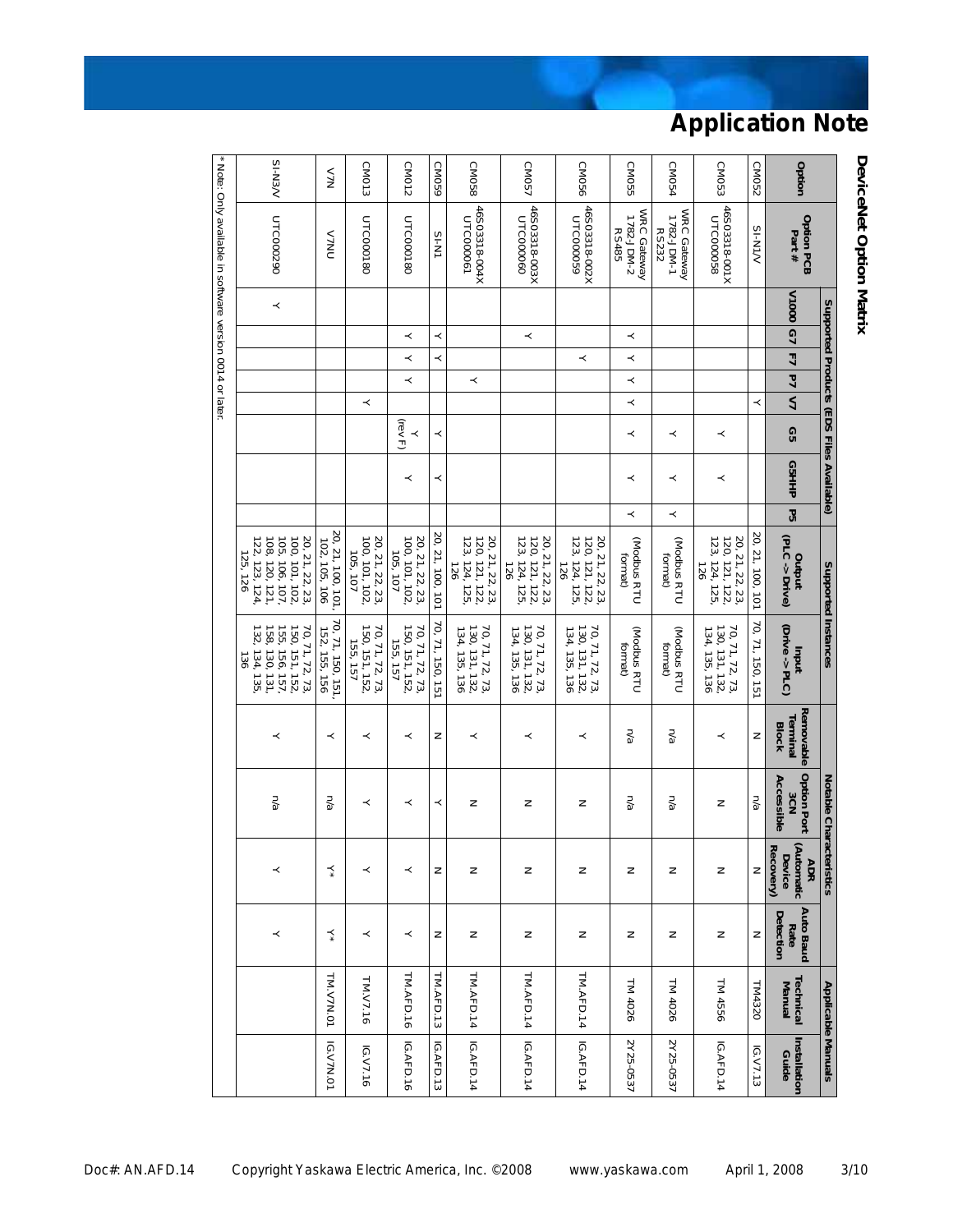## DeviceNet Option Matrix

| Option | Option PCB Part # | Supported Products (EDS Files Available) | | | | | | | | Supported Instances | | Notable Characteristics | | | | Applicable Manuals | |
|---|---|---|---|---|---|---|---|---|---|---|---|---|---|---|---|---|---|
| | | V1000 | G7 | F7 | P7 | V7 | G5 | G5HHP | P5 | Output (PLC -> Drive) | Input (Drive -> PLC) | Removable Terminal Block | Option Port 3CN Accessible | ADR (Automatic Device Recovery) | Auto Baud Rate Detection | Technical Manual | Installation Guide |
| CM052 | SI-N1/V | | | | | Y | | | | 20, 21, 100, 101 | 70, 71, 150, 151 | N | n/a | N | N | TM4320 | IG.V7.13 |
| CM053 | 46S03318-001X UTC000058 | | | | | | Y | Y | | 20, 21, 22, 23, 120, 121, 122, 123, 124, 125, 126 | 70, 71, 72, 73, 130, 131, 132, 134, 135, 136 | Y | N | N | N | TM 4556 | IG.AFD.14 |
| CM054 | WRC Gateway 1782-J DM-1 RS232 | | | | | | Y | Y | Y | (Modbus RTU format) | (Modbus RTU format) | n/a | n/a | N | N | TM 4026 | 2Y25-0537 |
| CM055 | WRC Gateway 1782-J DM-2 RS485 | | Y | Y | Y | Y | Y | Y | Y | (Modbus RTU format) | (Modbus RTU format) | n/a | n/a | N | N | TM 4026 | 2Y25-0537 |
| CM056 | 46S03318-002X UTC000059 | | | Y | | | | | | 20, 21, 22, 23, 120, 121, 122, 123, 124, 125, 126 | 70, 71, 72, 73, 130, 131, 132, 134, 135, 136 | Y | N | N | N | TM.AFD.14 | IG.AFD.14 |
| CM057 | 46S03318-003X UTC000060 | | Y | | | | | | | 20, 21, 22, 23, 120, 121, 122, 123, 124, 125, 126 | 70, 71, 72, 73, 130, 131, 132, 134, 135, 136 | Y | N | N | N | TM.AFD.14 | IG.AFD.14 |
| CM058 | 46S03318-004X UTC000061 | | | | Y | | | | | 20, 21, 22, 23, 120, 121, 122, 123, 124, 125, 126 | 70, 71, 72, 73, 130, 131, 132, 134, 135, 136 | Y | N | N | N | TM.AFD.14 | IG.AFD.14 |
| CM059 | SI-N1 | | Y | Y | | | Y | Y | | 20, 21, 100, 101 | 70, 71, 150, 151 | N | Y | N | N | TM.AFD.13 | IG.AFD.13 |
| CM012 | UTC000180 | | Y | Y | Y | | Y (rev F) | Y | | 20, 21, 22, 23, 100, 101, 102, 105, 107 | 70, 71, 72, 73, 150, 151, 152, 155, 157 | Y | Y | Y | Y | TM.AFD.16 | IG.AFD.16 |
| CM013 | UTC000180 | | | | | Y | | | | 20, 21, 22, 23, 100, 101, 102, 105, 107 | 70, 71, 72, 73, 150, 151, 152, 155, 157 | Y | Y | Y | Y | TM.V7.16 | IG.V7.16 |
| V7N | V7N | | | | | | | | | 20, 21, 100, 101, 102, 105, 106 | 70, 71, 150, 151, 152, 155, 156 | Y | n/a | Y* | Y* | TM.V7N.01 | IG.V7N.01 |
| SI-N3/V | UTC000290 | Y | | | | | | | | 20, 21, 22, 23, 100, 101, 102, 105, 106, 107, 108, 120, 121, 122, 123, 124, 125, 126 | 70, 71, 72, 73, 150, 151, 152, 155, 156, 157, 158, 130, 131, 132, 134, 135, 136 | Y | n/a | Y | Y | | |

* Note: Only available in software version 0014 or later.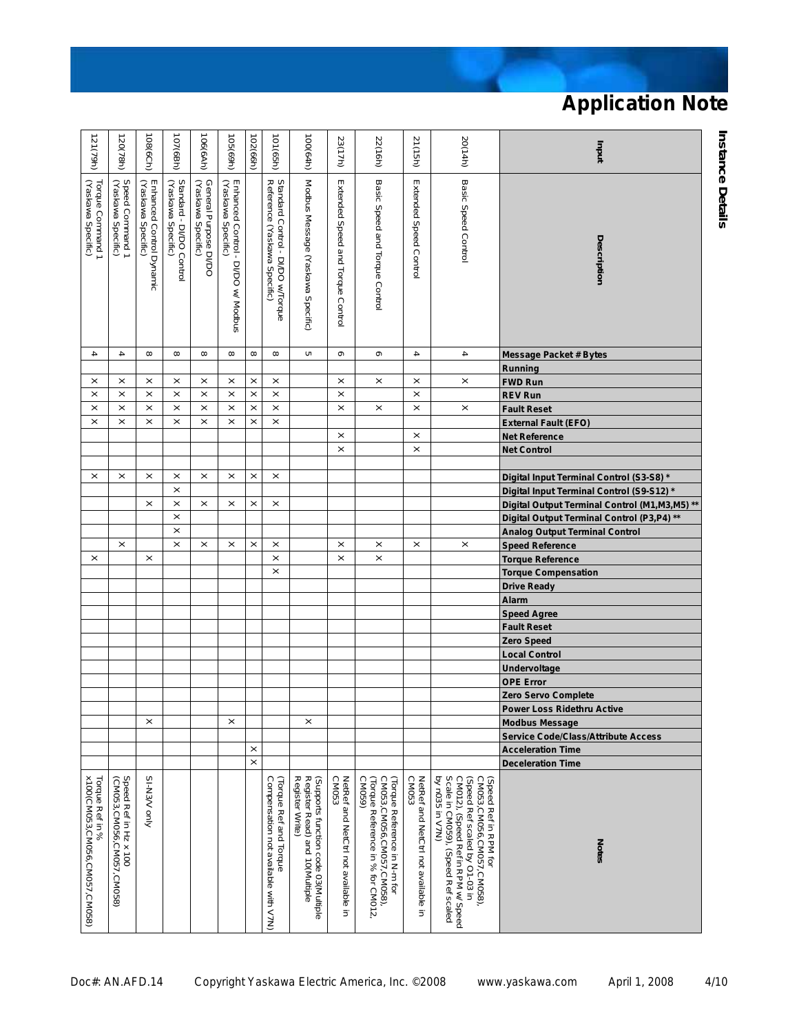## Instance Details

| Input | Description | Message Packet # Bytes | Running | FWD Run | REV Run | Fault Reset | External Fault (EFO) | Net Reference | Net Control | Digital Input Terminal Control (S3-S8) * | Digital Input Terminal Control (S9-S12) * | Digital Output Terminal Control (M1,M3,M5) ** | Digital Output Terminal Control (P3,P4) ** | Analog Output Terminal Control | Speed Reference | Torque Reference | Torque Compensation | Drive Ready | Alarm | Speed Agree | Fault Reset | Zero Speed | Local Control | Undervoltage | OPE Error | Zero Servo Complete | Power Loss Ridethru Active | Modbus Message | Service Code/Class/Attribute Access | Acceleration Time | Deceleration Time | Notes |
|---|---|---|---|---|---|---|---|---|---|---|---|---|---|---|---|---|---|---|---|---|---|---|---|---|---|---|---|---|---|---|---|---|
| 20(14h) | Basic Speed Control | 4 | | X | | X | | | | | | | | | X | | | | | | | | | | | | | | | | | (Speed Ref in RPM for CM053,CM056,CM057,CM058), (Speed Ref scaled by O1-03 in CM012), (Speed Ref in RPM w/ Speed Scale in CM059), (Speed Ref scaled by n035 in V7N) |
| 21(15h) | Extended Speed Control | 4 | | X | X | X | | X | X | | | | | | X | | | | | | | | | | | | | | | | | NetRef and NetCtrl not available in CM053 |
| 22(16h) | Basic Speed and Torque Control | 6 | | X | | X | | | | | | | | | X | X | | | | | | | | | | | | | | | | (Torque Reference in N-m for CM053,CM056,CM057,CM058), (Torque Reference in % for CM012, CM059) |
| 23(17h) | Extended Speed and Torque Control | 6 | | X | X | X | | X | X | | | | | | X | X | | | | | | | | | | | | | | | | NetRef and NetCtrl not available in CM053 |
| 100(64h) | Modbus Message (Yaskawa Specific) | 5 | | | | | | | | | | | | | | | | | | | | | | | | | | X | | | | (Supports function code 03(Multiple Register Read) and 10(Multiple Register Write) |
| 101(65h) | Standard Control - DI/DO w/Torque Reference (Yaskawa Specific) | 8 | | X | X | X | X | | | X | | X | | | X | X | X | | | | | | | | | | | | | | | (Torque Ref and Torque Compensation not available with V7N) |
| 102(66h) | | 8 | | X | X | X | X | | | X | | X | | | X | | | | | | | | | | | | | | | X | X | |
| 105(69h) | Enhanced Control - DI/DO w/ Modbus (Yaskawa Specific) | 8 | | X | X | X | X | | | X | | X | | | X | | | | | | | | | | | | | X | | | | |
| 106(6Ah) | General Purpose DI/DO (Yaskawa Specific) | 8 | | X | X | X | X | | | X | | X | | | X | | | | | | | | | | | | | | | | | |
| 107(6Bh) | Standard - DI/DO Control (Yaskawa Specific) | 8 | | X | X | X | X | | | X | X | X | X | X | X | | | | | | | | | | | | | | | | | |
| 108(6Ch) | Enhanced Control Dynamic (Yaskawa Specific) | 8 | | X | X | X | X | | | X | | X | | | | X | | | | | | | | | | | | X | | | | SI-N3/V only |
| 120(78h) | Speed Command 1 (Yaskawa Specific) | 4 | | X | X | X | X | | | X | | | | | X | | | | | | | | | | | | | | | | | Speed Ref in Hz x 100 (CM053,CM056,CM057,CM058) |
| 121(79h) | Torque Command 1 (Yaskawa Specific) | 4 | | X | X | X | X | | | X | | | | | | X | | | | | | | | | | | | | | | | Torque Ref in % x100(CM053,CM056,CM057,CM058) |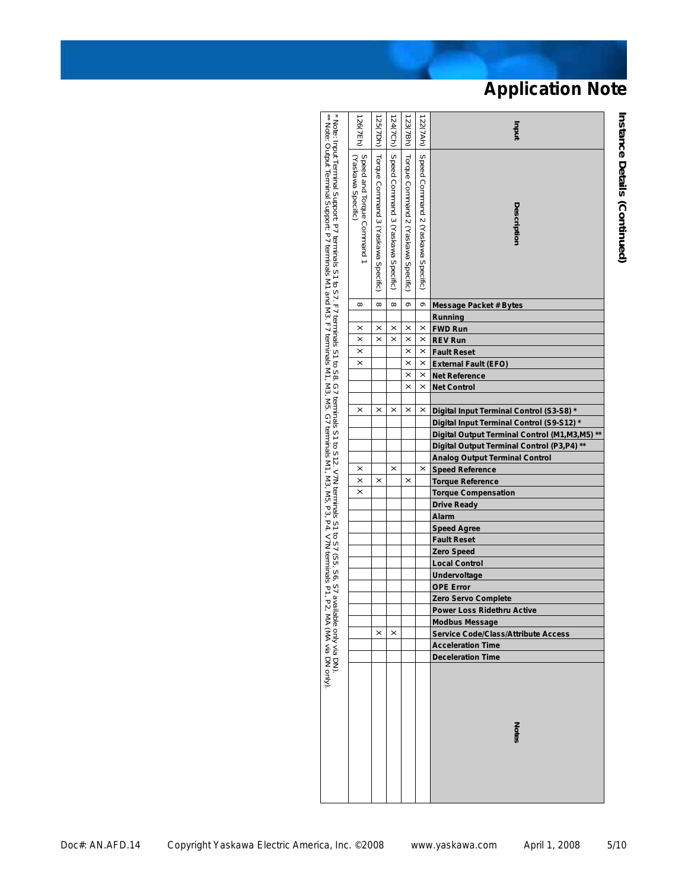## Instance Details (Continued)

| Input | Description | Message Packet # Bytes | Running | FWD Run | REV Run | Fault Reset | External Fault (EFO) | Net Reference | Net Control | | Digital Input Terminal Control (S3-S8) * | Digital Input Terminal Control (S9-S12) * | Digital Output Terminal Control (M1,M3,M5) ** | Digital Output Terminal Control (P3,P4) ** | Analog Output Terminal Control | Speed Reference | Torque Reference | Torque Compensation | Drive Ready | Alarm | Speed Agree | Fault Reset | Zero Speed | Local Control | Undervoltage | OPE Error | Zero Servo Complete | Power Loss Ridethru Active | Modbus Message | Service Code/Class/Attribute Access | Acceleration Time | Deceleration Time | Notes |
|---|---|---|---|---|---|---|---|---|---|---|---|---|---|---|---|---|---|---|---|---|---|---|---|---|---|---|---|---|---|---|---|---|---|
| 122(7Ah) | Speed Command 2 (Yaskawa Specific) | 6 | | x | x | x | x | x | x | | x | | | | | x | | | | | | | | | | | | | | | | | |
| 123(7Bh) | Torque Command 2 (Yaskawa Specific) | 6 | | x | x | x | x | x | x | | x | | | | | | x | | | | | | | | | | | | | | | | |
| 124(7Ch) | Speed Command 3 (Yaskawa Specific) | 8 | | x | x | | | | | | x | | | | | x | | | | | | | | | | | | | | x | | | |
| 125(7Dh) | Torque Command 3 (Yaskawa Specific) | 8 | | x | x | | | | | | x | | | | | | x | | | | | | | | | | | | | x | | | |
| 126(7Eh) | Speed and Torque Command 1 (Yaskawa Specific) | 8 | | x | x | x | x | | | | x | | | | | x | x | x | | | | | | | | | | | | | | | |

* Note: Input Terminal Support: P7 terminals S1 to S7, F7 terminals S1 to S8, G7 terminals S1 to S12, V7N terminals S1 to S7 (S5, S6, S7 available only via DN).
** Note: Output Terminal Support: P7 terminals M1 and M3, F7 terminals M1, M3, M5, G7 terminals M1, M3, M5, P3, P4, V7N terminals P1, P2, MA (MA via DN only).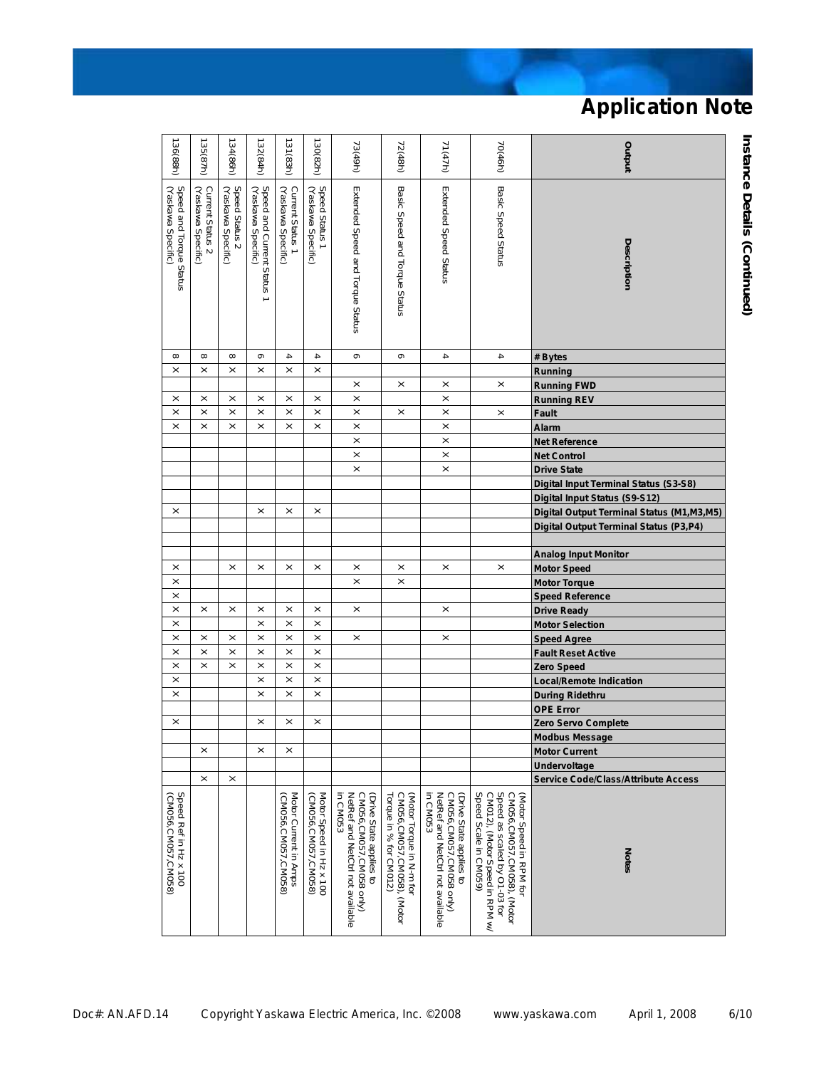## Instance Details (Continued)

| Output | Description | # Bytes | Running | Running FWD | Running REV | Fault | Alarm | Net Reference | Net Control | Drive State | Digital Input Terminal Status (S3-S8) | Digital Input Status (S9-S12) | Digital Output Terminal Status (M1,M3,M5) | Digital Output Terminal Status (P3,P4) | | Analog Input Monitor | Motor Speed | Motor Torque | Speed Reference | Drive Ready | Motor Selection | Speed Agree | Fault Reset Active | Zero Speed | Local/Remote Indication | During Ridethru | OPE Error | Zero Servo Complete | Modbus Message | Motor Current | Undervoltage | Service Code/Class/Attribute Access | Notes |
|---|---|---|---|---|---|---|---|---|---|---|---|---|---|---|---|---|---|---|---|---|---|---|---|---|---|---|---|---|---|---|---|---|---|
| 70(46h) | Basic Speed Status | 4 | | x | | x | | | | | | | | | | | x | | | | | | | | | | | | | | | | (Motor Speed in RPM for CM056,CM057,CM058), (Motor Speed as scaled by O1-03 for CM012), (Motor Speed in RPM w/ Speed Scale in CM059) |
| 71(47h) | Extended Speed Status | 4 | | x | x | x | x | x | x | x | | | | | | | x | | | x | | x | | | | | | | | | | | (Drive State applies to CM056,CM057,CM058 only) NetRef and NetCtrl not available in CM053 |
| 72(48h) | Basic Speed and Torque Status | 6 | | x | | x | | | | | | | | | | | x | x | | | | | | | | | | | | | | | (Motor Torque in N-m for CM056,CM057,CM058), (Motor Torque in % for CM012) |
| 73(49h) | Extended Speed and Torque Status | 6 | | x | x | x | x | x | x | x | | | | | | | x | x | | x | | x | | | | | | | | | | | (Drive State applies to CM056,CM057,CM058 only) NetRef and NetCtrl not available in CM053 |
| 130(82h) | Speed Status 1 (Yaskawa Specific) | 4 | x | | x | x | x | | | | | | x | | | | x | | | x | x | x | x | x | x | x | | x | | | | | Motor Speed in Hz x 100 (CM056,CM057,CM058) |
| 131(83h) | Current Status 1 (Yaskawa Specific) | 4 | x | | x | x | x | | | | | | x | | | | x | | | x | x | x | x | x | x | x | | x | | x | | | Motor Current in Amps (CM056,CM057,CM058) |
| 132(84h) | Speed and Current Status 1 (Yaskawa Specific) | 6 | x | | x | x | x | | | | | | x | | | | x | | | x | x | x | x | x | x | x | | x | | x | | | |
| 134(86h) | Speed Status 2 (Yaskawa Specific) | 8 | x | | x | x | x | | | | | | | | | | x | | | x | | x | x | x | | | | | | | | x | |
| 135(87h) | Current Status 2 (Yaskawa Specific) | 8 | x | | x | x | x | | | | | | | | | | | | | x | | x | x | x | | | | | | x | | x | |
| 136(88h) | Speed and Torque Status (Yaskawa Specific) | 8 | x | | x | x | x | | | | | | x | | | | x | x | x | x | x | x | x | x | x | x | | x | | | | | Speed Ref in Hz x 100 (CM056,CM057,CM058) |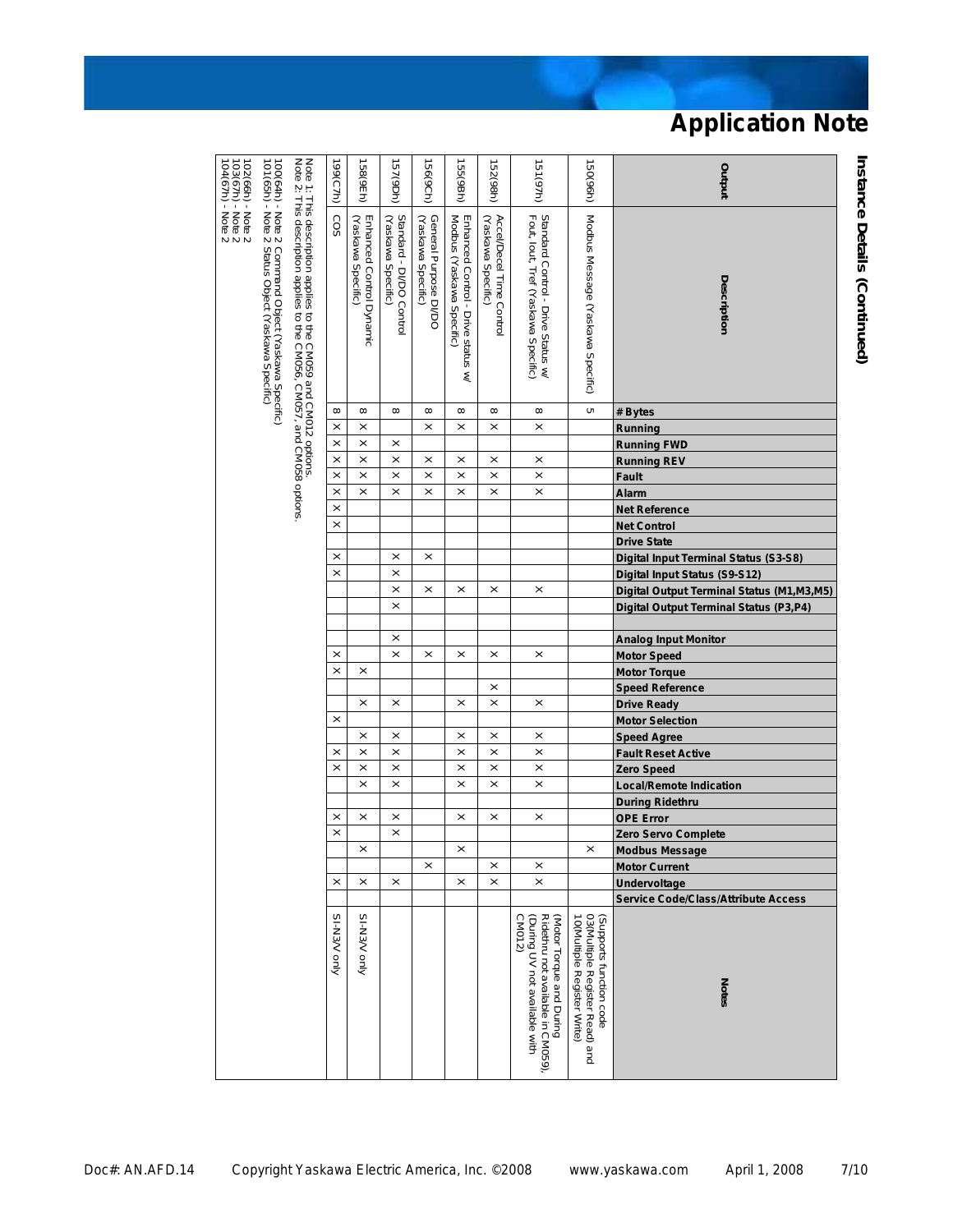## Instance Details (Continued)

| Output | Description | # Bytes | Running | Running FWD | Running REV | Fault | Alarm | Net Reference | Net Control | Drive State | Digital Input Terminal Status (S3-S8) | Digital Input Status (S9-S12) | Digital Output Terminal Status (M1,M3,M5) | Digital Output Terminal Status (P3,P4) | | Analog Input Monitor | Motor Speed | Motor Torque | Speed Reference | Drive Ready | Motor Selection | Speed Agree | Fault Reset Active | Zero Speed | Local/Remote Indication | During Ridethru | OPE Error | Zero Servo Complete | Modbus Message | Motor Current | Undervoltage | Service Code/Class/Attribute Access | Notes |
|---|---|---|---|---|---|---|---|---|---|---|---|---|---|---|---|---|---|---|---|---|---|---|---|---|---|---|---|---|---|---|---|---|---|
| 150(96h) | Modbus Message (Yaskawa Specific) | 5 | | | | | | | | | | | | | | | | | | | | | | | | | | | X | | | | (Supports function code 03(Multiple Register Read) and 10(Multiple Register Write) |
| 151(97h) | Standard Control - Drive Status w/ Fout, Iout, Tref (Yaskawa Specific) | 8 | X | | X | X | X | | | | | | X | | | | X | | | X | | X | X | X | X | | X | | | X | X | | (Motor Torque and During Ridethru not available in CM059). (During UV not available with CM012) |
| 152(98h) | Accel/Decel Time Control (Yaskawa Specific) | 8 | X | | X | X | X | | | | | | X | | | | X | | X | X | | X | X | X | X | | X | | | X | X | | |
| 155(9Bh) | Enhanced Control - Drive status w/ Modbus (Yaskawa Specific) | 8 | X | | X | X | X | | | | | | X | | | | X | | | X | | X | X | X | X | | X | | X | | X | | |
| 156(9Ch) | General Purpose DI/DO (Yaskawa Specific) | 8 | X | | X | X | X | | | | X | | X | | | | X | | | | | | | | | | | | | X | | | |
| 157(9Dh) | Standard - DI/DO Control (Yaskawa Specific) | 8 | | X | X | X | X | | | | X | X | X | X | | X | X | | | X | | X | X | X | X | | X | X | | | X | | |
| 158(9Eh) | Enhanced Control Dynamic (Yaskawa Specific) | 8 | X | X | X | X | X | | | | | | | | | | | X | | X | | X | X | X | X | | X | | X | | X | | SI-N3/V only |
| 199(C7h) | COS | 8 | X | X | X | X | X | X | X | | X | X | | | | | X | X | | | X | | X | X | | | X | X | | | X | | SI-N3/V only |

Note 1: This description applies to the CM059 and CM012 options.
Note 2: This description applies to the CM056, CM057, and CM058 options.

100(64h) - Note 2 Command Object (Yaskawa Specific)
101(65h) - Note 2 Status Object (Yaskawa Specific)

102(66h) - Note 2
103(67h) - Note 2
104(67h) - Note 2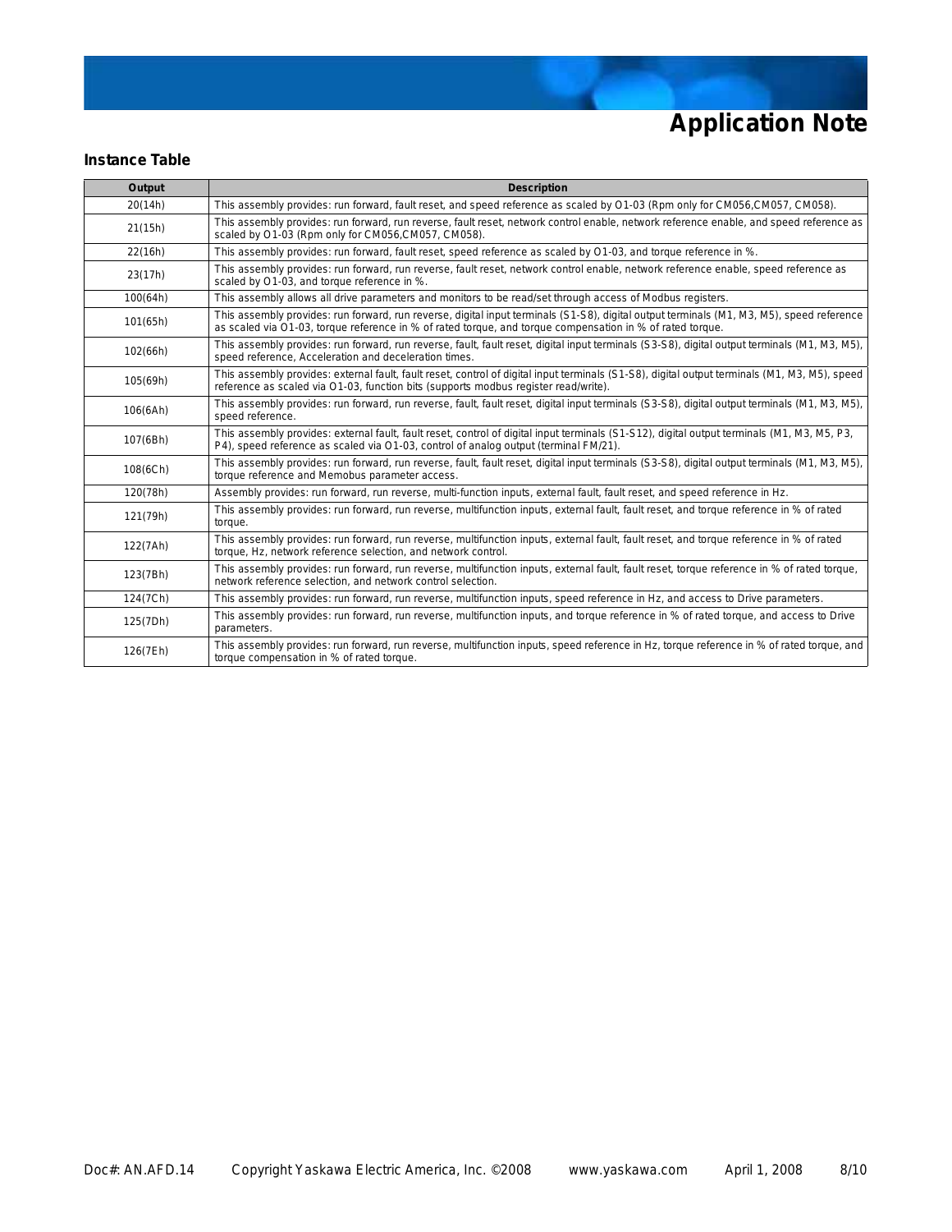## Instance Table

| Output | Description |
|---|---|
| 20(14h) | This assembly provides: run forward, fault reset, and speed reference as scaled by O1-03 (Rpm only for CM056,CM057, CM058). |
| 21(15h) | This assembly provides: run forward, run reverse, fault reset, network control enable, network reference enable, and speed reference as scaled by O1-03 (Rpm only for CM056,CM057, CM058). |
| 22(16h) | This assembly provides: run forward, fault reset, speed reference as scaled by O1-03, and torque reference in %. |
| 23(17h) | This assembly provides: run forward, run reverse, fault reset, network control enable, network reference enable, speed reference as scaled by O1-03, and torque reference in %. |
| 100(64h) | This assembly allows all drive parameters and monitors to be read/set through access of Modbus registers. |
| 101(65h) | This assembly provides: run forward, run reverse, digital input terminals (S1-S8), digital output terminals (M1, M3, M5), speed reference as scaled via O1-03, torque reference in % of rated torque, and torque compensation in % of rated torque. |
| 102(66h) | This assembly provides: run forward, run reverse, fault, fault reset, digital input terminals (S3-S8), digital output terminals (M1, M3, M5), speed reference, Acceleration and deceleration times. |
| 105(69h) | This assembly provides: external fault, fault reset, control of digital input terminals (S1-S8), digital output terminals (M1, M3, M5), speed reference as scaled via O1-03, function bits (supports modbus register read/write). |
| 106(6Ah) | This assembly provides: run forward, run reverse, fault, fault reset, digital input terminals (S3-S8), digital output terminals (M1, M3, M5), speed reference. |
| 107(6Bh) | This assembly provides: external fault, fault reset, control of digital input terminals (S1-S12), digital output terminals (M1, M3, M5, P3, P4), speed reference as scaled via O1-03, control of analog output (terminal FM/21). |
| 108(6Ch) | This assembly provides: run forward, run reverse, fault, fault reset, digital input terminals (S3-S8), digital output terminals (M1, M3, M5), torque reference and Memobus parameter access. |
| 120(78h) | Assembly provides: run forward, run reverse, multi-function inputs, external fault, fault reset, and speed reference in Hz. |
| 121(79h) | This assembly provides: run forward, run reverse, multifunction inputs, external fault, fault reset, and torque reference in % of rated torque. |
| 122(7Ah) | This assembly provides: run forward, run reverse, multifunction inputs, external fault, fault reset, and torque reference in % of rated torque, Hz, network reference selection, and network control. |
| 123(7Bh) | This assembly provides: run forward, run reverse, multifunction inputs, external fault, fault reset, torque reference in % of rated torque, network reference selection, and network control selection. |
| 124(7Ch) | This assembly provides: run forward, run reverse, multifunction inputs, speed reference in Hz, and access to Drive parameters. |
| 125(7Dh) | This assembly provides: run forward, run reverse, multifunction inputs, and torque reference in % of rated torque, and access to Drive parameters. |
| 126(7Eh) | This assembly provides: run forward, run reverse, multifunction inputs, speed reference in Hz, torque reference in % of rated torque, and torque compensation in % of rated torque. |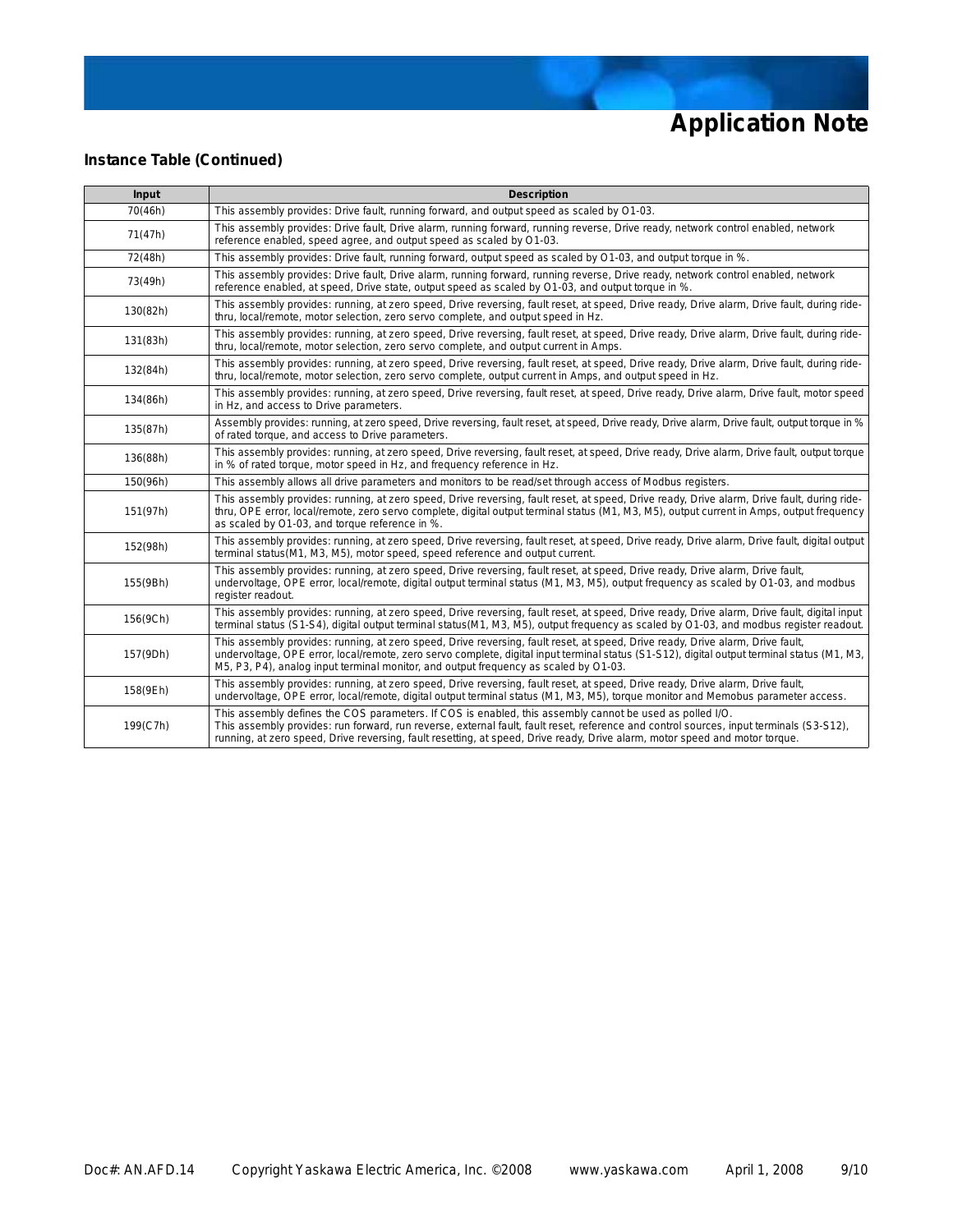# Application Note

### Instance Table (Continued)

| Input | Description |
|---|---|
| 70(46h) | This assembly provides: Drive fault, running forward, and output speed as scaled by O1-03. |
| 71(47h) | This assembly provides: Drive fault, Drive alarm, running forward, running reverse, Drive ready, network control enabled, network reference enabled, speed agree, and output speed as scaled by O1-03. |
| 72(48h) | This assembly provides: Drive fault, running forward, output speed as scaled by O1-03, and output torque in %. |
| 73(49h) | This assembly provides: Drive fault, Drive alarm, running forward, running reverse, Drive ready, network control enabled, network reference enabled, at speed, Drive state, output speed as scaled by O1-03, and output torque in %. |
| 130(82h) | This assembly provides: running, at zero speed, Drive reversing, fault reset, at speed, Drive ready, Drive alarm, Drive fault, during ride-thru, local/remote, motor selection, zero servo complete, and output speed in Hz. |
| 131(83h) | This assembly provides: running, at zero speed, Drive reversing, fault reset, at speed, Drive ready, Drive alarm, Drive fault, during ride-thru, local/remote, motor selection, zero servo complete, and output current in Amps. |
| 132(84h) | This assembly provides: running, at zero speed, Drive reversing, fault reset, at speed, Drive ready, Drive alarm, Drive fault, during ride-thru, local/remote, motor selection, zero servo complete, output current in Amps, and output speed in Hz. |
| 134(86h) | This assembly provides: running, at zero speed, Drive reversing, fault reset, at speed, Drive ready, Drive alarm, Drive fault, motor speed in Hz, and access to Drive parameters. |
| 135(87h) | Assembly provides: running, at zero speed, Drive reversing, fault reset, at speed, Drive ready, Drive alarm, Drive fault, output torque in % of rated torque, and access to Drive parameters. |
| 136(88h) | This assembly provides: running, at zero speed, Drive reversing, fault reset, at speed, Drive ready, Drive alarm, Drive fault, output torque in % of rated torque, motor speed in Hz, and frequency reference in Hz. |
| 150(96h) | This assembly allows all drive parameters and monitors to be read/set through access of Modbus registers. |
| 151(97h) | This assembly provides: running, at zero speed, Drive reversing, fault reset, at speed, Drive ready, Drive alarm, Drive fault, during ride-thru, OPE error, local/remote, zero servo complete, digital output terminal status (M1, M3, M5), output current in Amps, output frequency as scaled by O1-03, and torque reference in %. |
| 152(98h) | This assembly provides: running, at zero speed, Drive reversing, fault reset, at speed, Drive ready, Drive alarm, Drive fault, digital output terminal status(M1, M3, M5), motor speed, speed reference and output current. |
| 155(9Bh) | This assembly provides: running, at zero speed, Drive reversing, fault reset, at speed, Drive ready, Drive alarm, Drive fault, undervoltage, OPE error, local/remote, digital output terminal status (M1, M3, M5), output frequency as scaled by O1-03, and modbus register readout. |
| 156(9Ch) | This assembly provides: running, at zero speed, Drive reversing, fault reset, at speed, Drive ready, Drive alarm, Drive fault, digital input terminal status (S1-S4), digital output terminal status(M1, M3, M5), output frequency as scaled by O1-03, and modbus register readout. |
| 157(9Dh) | This assembly provides: running, at zero speed, Drive reversing, fault reset, at speed, Drive ready, Drive alarm, Drive fault, undervoltage, OPE error, local/remote, zero servo complete, digital input terminal status (S1-S12), digital output terminal status (M1, M3, M5, P3, P4), analog input terminal monitor, and output frequency as scaled by O1-03. |
| 158(9Eh) | This assembly provides: running, at zero speed, Drive reversing, fault reset, at speed, Drive ready, Drive alarm, Drive fault, undervoltage, OPE error, local/remote, digital output terminal status (M1, M3, M5), torque monitor and Memobus parameter access. |
| 199(C7h) | This assembly defines the COS parameters. If COS is enabled, this assembly cannot be used as polled I/O. This assembly provides: run forward, run reverse, external fault, fault reset, reference and control sources, input terminals (S3-S12), running, at zero speed, Drive reversing, fault resetting, at speed, Drive ready, Drive alarm, motor speed and motor torque. |

Doc#: AN.AFD.14 Copyright Yaskawa Electric America, Inc. ©2008 www.yaskawa.com April 1, 2008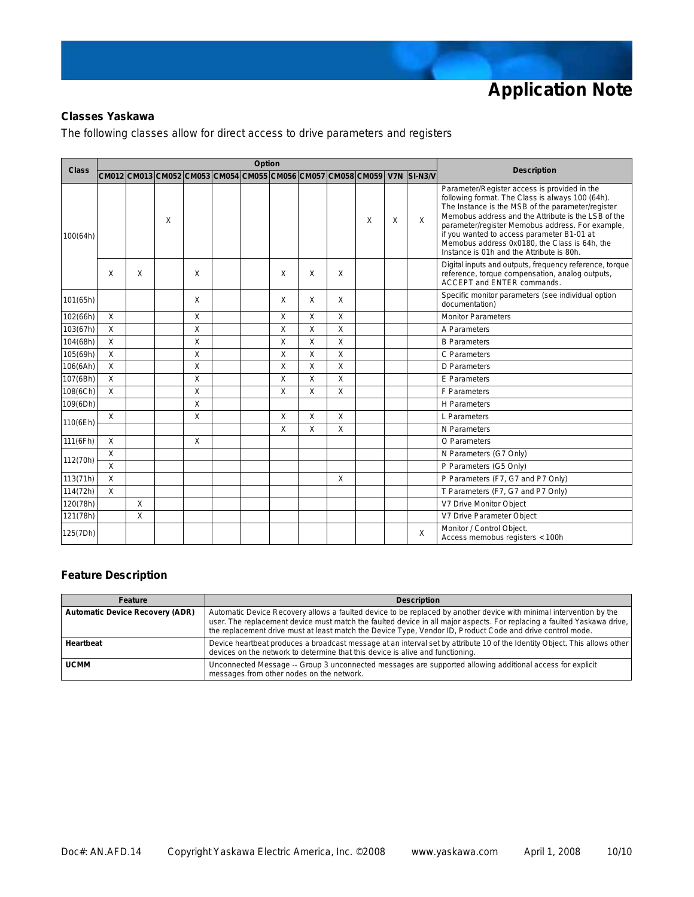### Classes Yaskawa

The following classes allow for direct access to drive parameters and registers

| Class | Option | | | | | | | | | | | | Description |
|---|---|---|---|---|---|---|---|---|---|---|---|---|---|
| | CM012 | CM013 | CM052 | CM053 | CM054 | CM055 | CM056 | CM057 | CM058 | CM059 | V7N | SI-N3/V | |
| 100(64h) | | | X | | | | | | | X | X | X | Parameter/Register access is provided in the following format. The Class is always 100 (64h). The Instance is the MSB of the parameter/register Memobus address and the Attribute is the LSB of the parameter/register Memobus address. For example, if you wanted to access parameter B1-01 at Memobus address 0x0180, the Class is 64h, the Instance is 01h and the Attribute is 80h. |
| | X | X | | X | | | X | X | X | | | | Digital inputs and outputs, frequency reference, torque reference, torque compensation, analog outputs, ACCEPT and ENTER commands. |
| 101(65h) | | | | X | | | X | X | X | | | | Specific monitor parameters (see individual option documentation) |
| 102(66h) | X | | | X | | | X | X | X | | | | Monitor Parameters |
| 103(67h) | X | | | X | | | X | X | X | | | | A Parameters |
| 104(68h) | X | | | X | | | X | X | X | | | | B Parameters |
| 105(69h) | X | | | X | | | X | X | X | | | | C Parameters |
| 106(6Ah) | X | | | X | | | X | X | X | | | | D Parameters |
| 107(6Bh) | X | | | X | | | X | X | X | | | | E Parameters |
| 108(6Ch) | X | | | X | | | X | X | X | | | | F Parameters |
| 109(6Dh) | | | | X | | | | | | | | | H Parameters |
| 110(6Eh) | X | | | X | | | X | X | X | | | | L Parameters |
| | | | | | | | X | X | X | | | | N Parameters |
| 111(6Fh) | X | | | X | | | | | | | | | O Parameters |
| 112(70h) | X | | | | | | | | | | | | N Parameters (G7 Only) |
| | X | | | | | | | | | | | | P Parameters (G5 Only) |
| 113(71h) | X | | | | | | | | X | | | | P Parameters (F7, G7 and P7 Only) |
| 114(72h) | X | | | | | | | | | | | | T Parameters (F7, G7 and P7 Only) |
| 120(78h) | | X | | | | | | | | | | | V7 Drive Monitor Object |
| 121(78h) | | X | | | | | | | | | | | V7 Drive Parameter Object |
| 125(7Dh) | | | | | | | | | | | | X | Monitor / Control Object. Access memobus registers < 100h |

### Feature Description

| Feature | Description |
|---|---|
| **Automatic Device Recovery (ADR)** | Automatic Device Recovery allows a faulted device to be replaced by another device with minimal intervention by the user. The replacement device must match the faulted device in all major aspects. For replacing a faulted Yaskawa drive, the replacement drive must at least match the Device Type, Vendor ID, Product Code and drive control mode. |
| **Heartbeat** | Device heartbeat produces a broadcast message at an interval set by attribute 10 of the Identity Object. This allows other devices on the network to determine that this device is alive and functioning. |
| **UCMM** | Unconnected Message -- Group 3 unconnected messages are supported allowing additional access for explicit messages from other nodes on the network. |